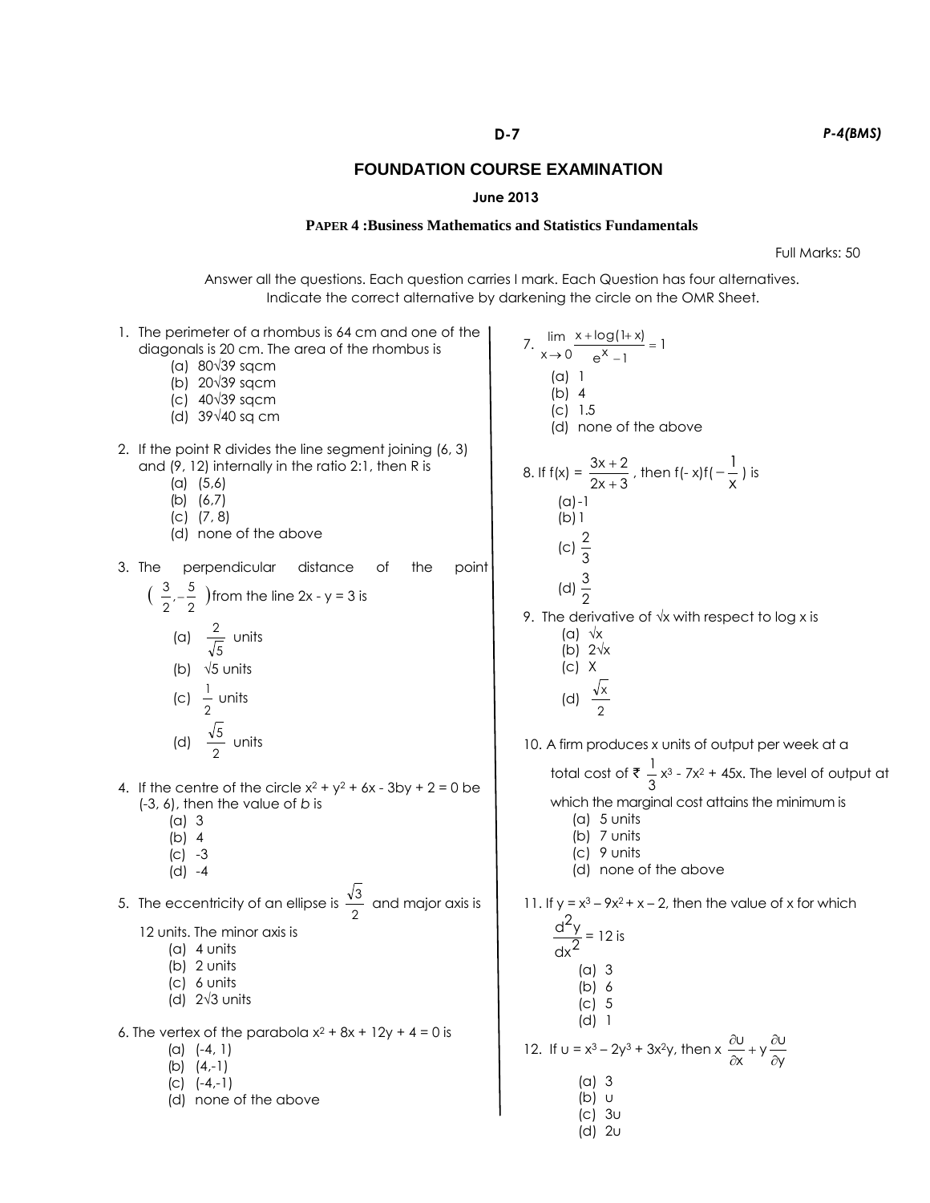# FOUNDATION COURSE EXAMINATION

**June 2013**

**PAPER 4 : Business Mathematics and Statistics Fundamentals**

Full Marks: 50

Answer all the questions. Each question carries I mark. Each Question has four alternatives. Indicate the correct alternative by darkening the circle on the OMR Sheet.

1. The perimeter of a rhombus is 64 cm and one of the diagonals is 20 cm. The area of the rhombus is
   - (a) $80\sqrt{39}$ sqcm
   - (b) $20\sqrt{39}$ sqcm
   - (c) $40\sqrt{39}$ sqcm
   - (d) $39\sqrt{40}$ sq cm

2. If the point R divides the line segment joining (6, 3) and (9, 12) internally in the ratio 2:1, then R is
   - (a) (5,6)
   - (b) (6,7)
   - (c) (7, 8)
   - (d) none of the above

3. The perpendicular distance of the point $\left(\frac{3}{2}, -\frac{5}{2}\right)$ from the line $2x - y = 3$ is
   - (a) $\frac{2}{\sqrt{5}}$ units
   - (b) $\sqrt{5}$ units
   - (c) $\frac{1}{2}$ units
   - (d) $\frac{\sqrt{5}}{2}$ units

4. If the centre of the circle $x^2 + y^2 + 6x - 3by + 2 = 0$ be (-3, 6), then the value of *b* is
   - (a) 3
   - (b) 4
   - (c) -3
   - (d) -4

5. The eccentricity of an ellipse is $\frac{\sqrt{3}}{2}$ and major axis is 12 units. The minor axis is
   - (a) 4 units
   - (b) 2 units
   - (c) 6 units
   - (d) $2\sqrt{3}$ units

6. The vertex of the parabola $x^2 + 8x + 12y + 4 = 0$ is
   - (a) (-4, 1)
   - (b) (4,-1)
   - (c) (-4,-1)
   - (d) none of the above

7. $\lim_{x \to 0} \frac{x + \log(1+x)}{e^x - 1} = 1$
   - (a) 1
   - (b) 4
   - (c) 1.5
   - (d) none of the above

8. If $f(x) = \frac{3x+2}{2x+3}$, then $f(-x)f\left(-\frac{1}{x}\right)$ is
   - (a) -1
   - (b) 1
   - (c) $\frac{2}{3}$
   - (d) $\frac{3}{2}$

9. The derivative of $\sqrt{x}$ with respect to log x is
   - (a) $\sqrt{x}$
   - (b) $2\sqrt{x}$
   - (c) X
   - (d) $\frac{\sqrt{x}}{2}$

10. A firm produces *x* units of output per week at a total cost of ₹ $\frac{1}{3}x^3 - 7x^2 + 45x$. The level of output at which the marginal cost attains the minimum is
    - (a) 5 units
    - (b) 7 units
    - (c) 9 units
    - (d) none of the above

11. If $y = x^3 - 9x^2 + x - 2$, then the value of x for which $\frac{d^2y}{dx^2} = 12$ is
    - (a) 3
    - (b) 6
    - (c) 5
    - (d) 1

12. If $u = x^3 - 2y^3 + 3x^2y$, then $x\frac{\partial u}{\partial x} + y\frac{\partial u}{\partial y}$
    - (a) 3
    - (b) u
    - (c) 3u
    - (d) 2u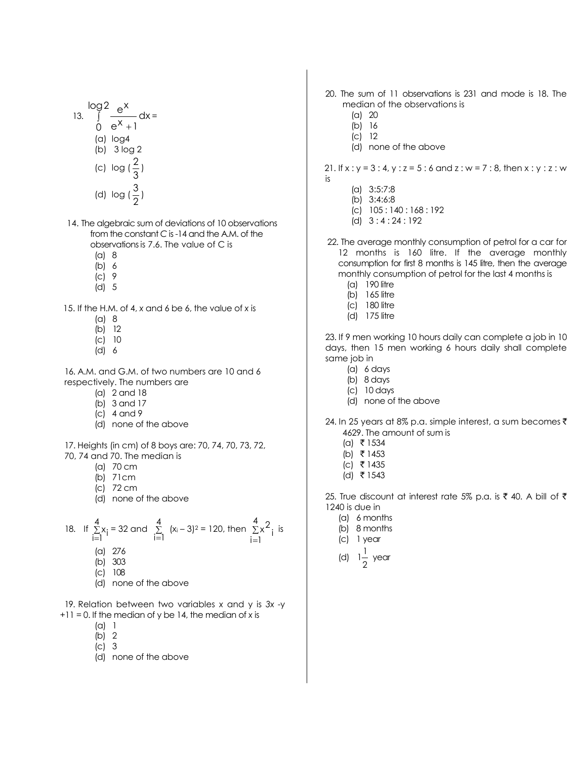13. $\int_0^{\log 2} \frac{e^x}{e^x + 1} dx =$

(a) log4
(b) 3 log 2
(c) $\log\left(\frac{2}{3}\right)$
(d) $\log\left(\frac{3}{2}\right)$

14. The algebraic sum of deviations of 10 observations from the constant C is -14 and the A.M. of the observations is 7.6. The value of C is

(a) 8
(b) 6
(c) 9
(d) 5

15. If the H.M. of 4, x and 6 be 6, the value of x is

(a) 8
(b) 12
(c) 10
(d) 6

16. A.M. and G.M. of two numbers are 10 and 6 respectively. The numbers are

(a) 2 and 18
(b) 3 and 17
(c) 4 and 9
(d) none of the above

17. Heights (in cm) of 8 boys are: 70, 74, 70, 73, 72, 70, 74 and 70. The median is

(a) 70 cm
(b) 71cm
(c) 72 cm
(d) none of the above

18. If $\sum_{i=1}^{4} x_i = 32$ and $\sum_{i=1}^{4} (x_i - 3)^2 = 120$, then $\sum_{i=1}^{4} x_i^2$ is

(a) 276
(b) 303
(c) 108
(d) none of the above

19. Relation between two variables x and y is $3x - y + 11 = 0$. If the median of y be 14, the median of x is

(a) 1
(b) 2
(c) 3
(d) none of the above

20. The sum of 11 observations is 231 and mode is 18. The median of the observations is

(a) 20
(b) 16
(c) 12
(d) none of the above

21. If x : y = 3 : 4, y : z = 5 : 6 and z : w = 7 : 8, then x : y : z : w is

(a) 3:5:7:8
(b) 3:4:6:8
(c) 105 : 140 : 168 : 192
(d) 3 : 4 : 24 : 192

22. The average monthly consumption of petrol for a car for 12 months is 160 litre. If the average monthly consumption for first 8 months is 145 litre, then the average monthly consumption of petrol for the last 4 months is

(a) 190 litre
(b) 165 litre
(c) 180 litre
(d) 175 litre

23. If 9 men working 10 hours daily can complete a job in 10 days, then 15 men working 6 hours daily shall complete same job in

(a) 6 days
(b) 8 days
(c) 10 days
(d) none of the above

24. In 25 years at 8% p.a. simple interest, a sum becomes ₹ 4629. The amount of sum is

(a) ₹ 1534
(b) ₹ 1453
(c) ₹ 1435
(d) ₹ 1543

25. True discount at interest rate 5% p.a. is ₹ 40. A bill of ₹ 1240 is due in

(a) 6 months
(b) 8 months
(c) 1 year
(d) $1\frac{1}{2}$ year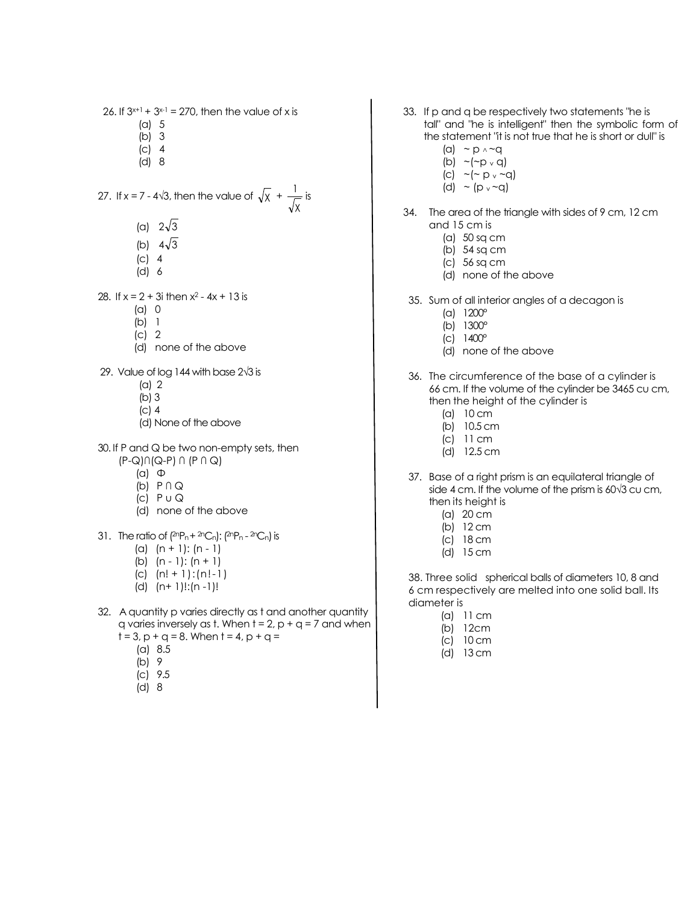26. If $3^{x+1} + 3^{x-1} = 270$, then the value of x is
    (a) 5
    (b) 3
    (c) 4
    (d) 8

27. If $x = 7 - 4\sqrt{3}$, then the value of $\sqrt{x} + \frac{1}{\sqrt{x}}$ is
    (a) $2\sqrt{3}$
    (b) $4\sqrt{3}$
    (c) 4
    (d) 6

28. If $x = 2 + 3i$ then $x^2 - 4x + 13$ is
    (a) 0
    (b) 1
    (c) 2
    (d) none of the above

29. Value of log 144 with base $2\sqrt{3}$ is
    (a) 2
    (b) 3
    (c) 4
    (d) None of the above

30. If P and Q be two non-empty sets, then $(P-Q) \cap (Q-P) \cap (P \cap Q)$
    (a) $\Phi$
    (b) $P \cap Q$
    (c) $P \cup Q$
    (d) none of the above

31. The ratio of $({}^{2n}P_n + {}^{2n}C_n) : ({}^{2n}P_n - {}^{2n}C_n)$ is
    (a) $(n + 1) : (n - 1)$
    (b) $(n - 1) : (n + 1)$
    (c) $(n! + 1) : (n! - 1)$
    (d) $(n+ 1)! : (n -1)!$

32. A quantity p varies directly as t and another quantity q varies inversely as t. When t = 2, p + q = 7 and when t = 3, p + q = 8. When t = 4, p + q =
    (a) 8.5
    (b) 9
    (c) 9.5
    (d) 8

33. If p and q be respectively two statements "he is tall" and "he is intelligent" then the symbolic form of the statement "it is not true that he is short or dull" is
    (a) $\sim p \wedge \sim q$
    (b) $\sim(\sim p \vee q)$
    (c) $\sim(\sim p \vee \sim q)$
    (d) $\sim (p \vee \sim q)$

34. The area of the triangle with sides of 9 cm, 12 cm and 15 cm is
    (a) 50 sq cm
    (b) 54 sq cm
    (c) 56 sq cm
    (d) none of the above

35. Sum of all interior angles of a decagon is
    (a) 1200°
    (b) 1300°
    (c) 1400°
    (d) none of the above

36. The circumference of the base of a cylinder is 66 cm. If the volume of the cylinder be 3465 cu cm, then the height of the cylinder is
    (a) 10 cm
    (b) 10.5 cm
    (c) 11 cm
    (d) 12.5 cm

37. Base of a right prism is an equilateral triangle of side 4 cm. If the volume of the prism is $60\sqrt{3}$ cu cm, then its height is
    (a) 20 cm
    (b) 12 cm
    (c) 18 cm
    (d) 15 cm

38. Three solid spherical balls of diameters 10, 8 and 6 cm respectively are melted into one solid ball. Its diameter is
    (a) 11 cm
    (b) 12cm
    (c) 10 cm
    (d) 13 cm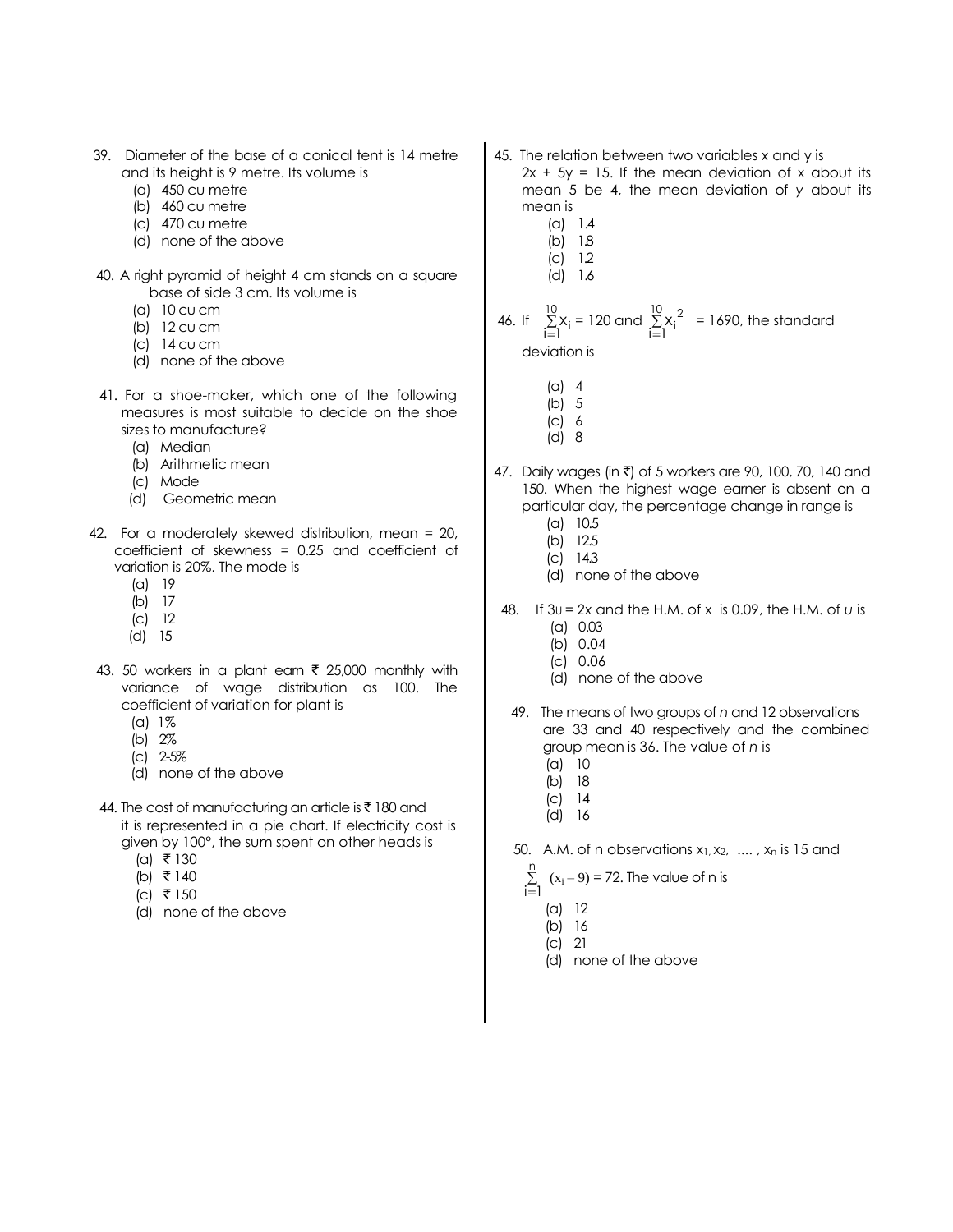39. Diameter of the base of a conical tent is 14 metre and its height is 9 metre. Its volume is
    (a) 450 cu metre
    (b) 460 cu metre
    (c) 470 cu metre
    (d) none of the above

40. A right pyramid of height 4 cm stands on a square base of side 3 cm. Its volume is
    (a) 10 cu cm
    (b) 12 cu cm
    (c) 14 cu cm
    (d) none of the above

41. For a shoe-maker, which one of the following measures is most suitable to decide on the shoe sizes to manufacture?
    (a) Median
    (b) Arithmetic mean
    (c) Mode
    (d) Geometric mean

42. For a moderately skewed distribution, mean = 20, coefficient of skewness = 0.25 and coefficient of variation is 20%. The mode is
    (a) 19
    (b) 17
    (c) 12
    (d) 15

43. 50 workers in a plant earn ₹ 25,000 monthly with variance of wage distribution as 100. The coefficient of variation for plant is
    (a) 1%
    (b) 2%
    (c) 2-5%
    (d) none of the above

44. The cost of manufacturing an article is ₹ 180 and it is represented in a pie chart. If electricity cost is given by 100°, the sum spent on other heads is
    (a) ₹ 130
    (b) ₹ 140
    (c) ₹ 150
    (d) none of the above

45. The relation between two variables *x* and y is $2x + 5y = 15$. If the mean deviation of x about its mean 5 be 4, the mean deviation of *y* about its mean is
    (a) 1.4
    (b) 1.8
    (c) 1.2
    (d) 1.6

46. If $\sum_{i=1}^{10} x_i = 120$ and $\sum_{i=1}^{10} x_i^2 = 1690$, the standard deviation is
    (a) 4
    (b) 5
    (c) 6
    (d) 8

47. Daily wages (in ₹) of 5 workers are 90, 100, 70, 140 and 150. When the highest wage earner is absent on a particular day, the percentage change in range is
    (a) 10.5
    (b) 12.5
    (c) 14.3
    (d) none of the above

48. If $3u = 2x$ and the H.M. of x is 0.09, the H.M. of *u* is
    (a) 0.03
    (b) 0.04
    (c) 0.06
    (d) none of the above

49. The means of two groups of *n* and 12 observations are 33 and 40 respectively and the combined group mean is 36. The value of *n* is
    (a) 10
    (b) 18
    (c) 14
    (d) 16

50. A.M. of n observations $x_1, x_2, \ldots, x_n$ is 15 and $\sum_{i=1}^{n} (x_i - 9) = 72$. The value of n is
    (a) 12
    (b) 16
    (c) 21
    (d) none of the above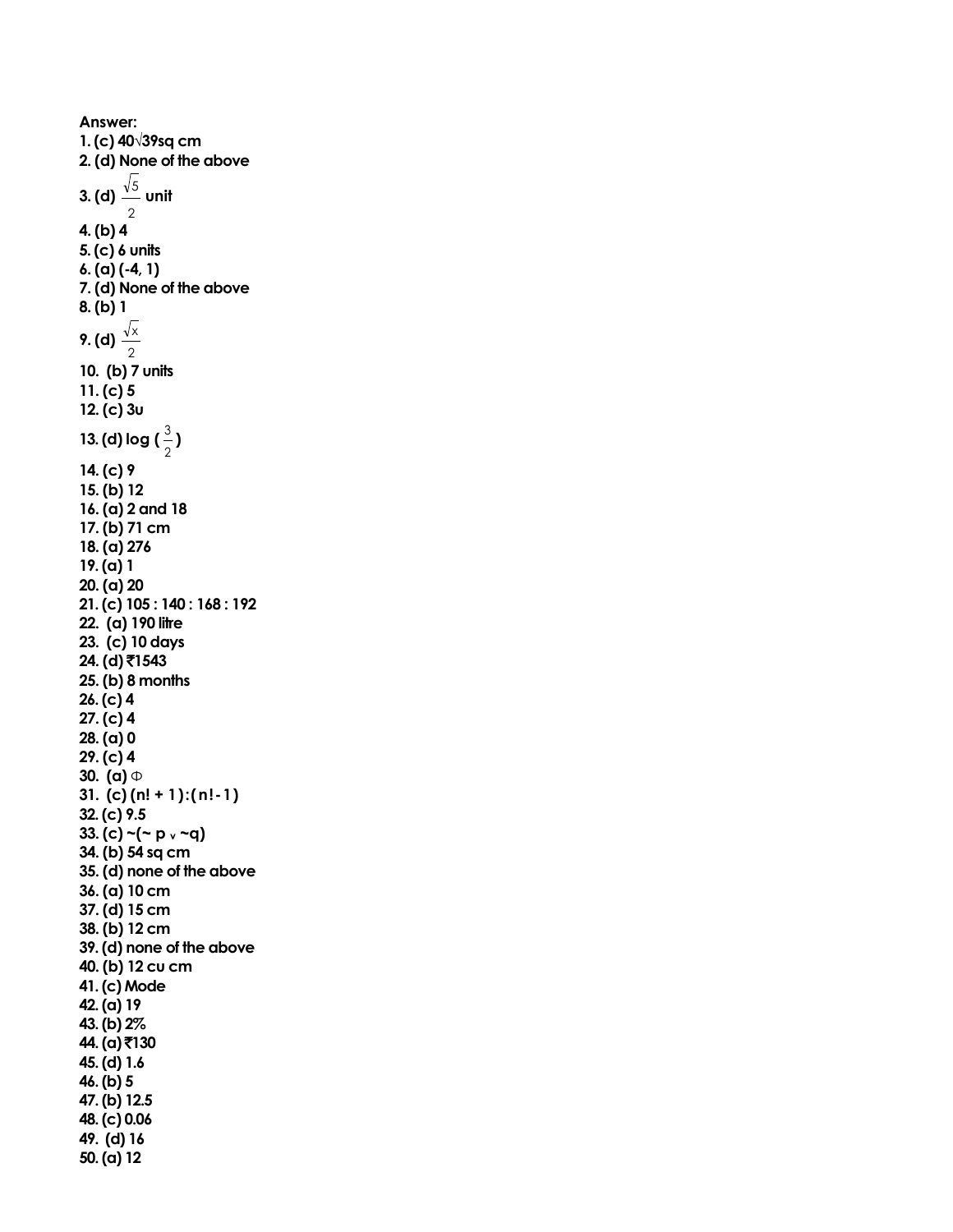**Answer:**

**1. (c) $40\sqrt{39}$sq cm**
**2. (d) None of the above**
**3. (d) $\frac{\sqrt{5}}{2}$ unit**
**4. (b) 4**
**5. (c) 6 units**
**6. (a) (-4, 1)**
**7. (d) None of the above**
**8. (b) 1**
**9. (d) $\frac{\sqrt{x}}{2}$**
**10. (b) 7 units**
**11. (c) 5**
**12. (c) 3u**
**13. (d) log ($\frac{3}{2}$)**
**14. (c) 9**
**15. (b) 12**
**16. (a) 2 and 18**
**17. (b) 71 cm**
**18. (a) 276**
**19. (a) 1**
**20. (a) 20**
**21. (c) 105 : 140 : 168 : 192**
**22. (a) 190 litre**
**23. (c) 10 days**
**24. (d) ₹1543**
**25. (b) 8 months**
**26. (c) 4**
**27. (c) 4**
**28. (a) 0**
**29. (c) 4**
**30. (a) $\Phi$**
**31. (c) (n! + 1):(n!-1)**
**32. (c) 9.5**
**33. (c) ~(~ p $\vee$ ~q)**
**34. (b) 54 sq cm**
**35. (d) none of the above**
**36. (a) 10 cm**
**37. (d) 15 cm**
**38. (b) 12 cm**
**39. (d) none of the above**
**40. (b) 12 cu cm**
**41. (c) Mode**
**42. (a) 19**
**43. (b) 2%**
**44. (a) ₹130**
**45. (d) 1.6**
**46. (b) 5**
**47. (b) 12.5**
**48. (c) 0.06**
**49. (d) 16**
**50. (a) 12**